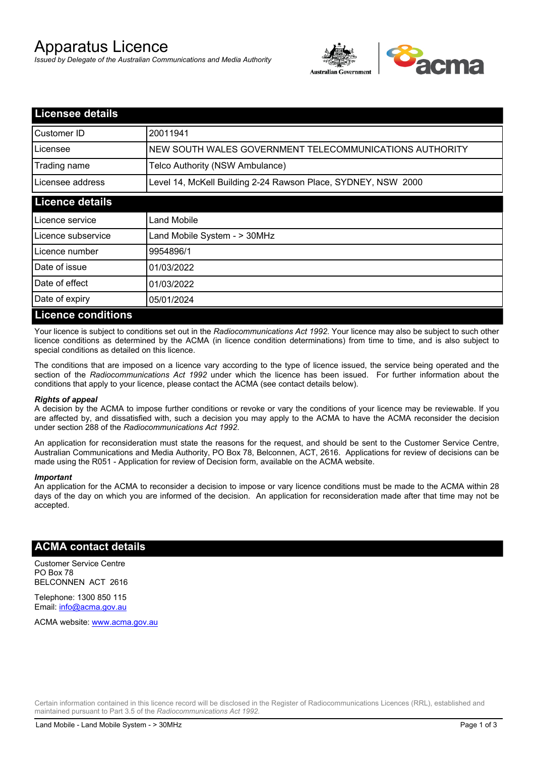# Apparatus Licence

*Issued by Delegate of the Australian Communications and Media Authority*

## Licensee details

| | |
|---|---|
| Customer ID | 20011941 |
| Licensee | NEW SOUTH WALES GOVERNMENT TELECOMMUNICATIONS AUTHORITY |
| Trading name | Telco Authority (NSW Ambulance) |
| Licensee address | Level 14, McKell Building 2-24 Rawson Place, SYDNEY, NSW 2000 |

## Licence details

| | |
|---|---|
| Licence service | Land Mobile |
| Licence subservice | Land Mobile System - > 30MHz |
| Licence number | 9954896/1 |
| Date of issue | 01/03/2022 |
| Date of effect | 01/03/2022 |
| Date of expiry | 05/01/2024 |

## Licence conditions

Your licence is subject to conditions set out in the *Radiocommunications Act 1992*. Your licence may also be subject to such other licence conditions as determined by the ACMA (in licence condition determinations) from time to time, and is also subject to special conditions as detailed on this licence.

The conditions that are imposed on a licence vary according to the type of licence issued, the service being operated and the section of the *Radiocommunications Act 1992* under which the licence has been issued. For further information about the conditions that apply to your licence, please contact the ACMA (see contact details below).

***Rights of appeal***

A decision by the ACMA to impose further conditions or revoke or vary the conditions of your licence may be reviewable. If you are affected by, and dissatisfied with, such a decision you may apply to the ACMA to have the ACMA reconsider the decision under section 288 of the *Radiocommunications Act 1992*.

An application for reconsideration must state the reasons for the request, and should be sent to the Customer Service Centre, Australian Communications and Media Authority, PO Box 78, Belconnen, ACT, 2616. Applications for review of decisions can be made using the R051 - Application for review of Decision form, available on the ACMA website.

***Important***

An application for the ACMA to reconsider a decision to impose or vary licence conditions must be made to the ACMA within 28 days of the day on which you are informed of the decision. An application for reconsideration made after that time may not be accepted.

## ACMA contact details

Customer Service Centre
PO Box 78
BELCONNEN ACT 2616

Telephone: 1300 850 115
Email: info@acma.gov.au

ACMA website: www.acma.gov.au

Certain information contained in this licence record will be disclosed in the Register of Radiocommunications Licences (RRL), established and maintained pursuant to Part 3.5 of the *Radiocommunications Act 1992.*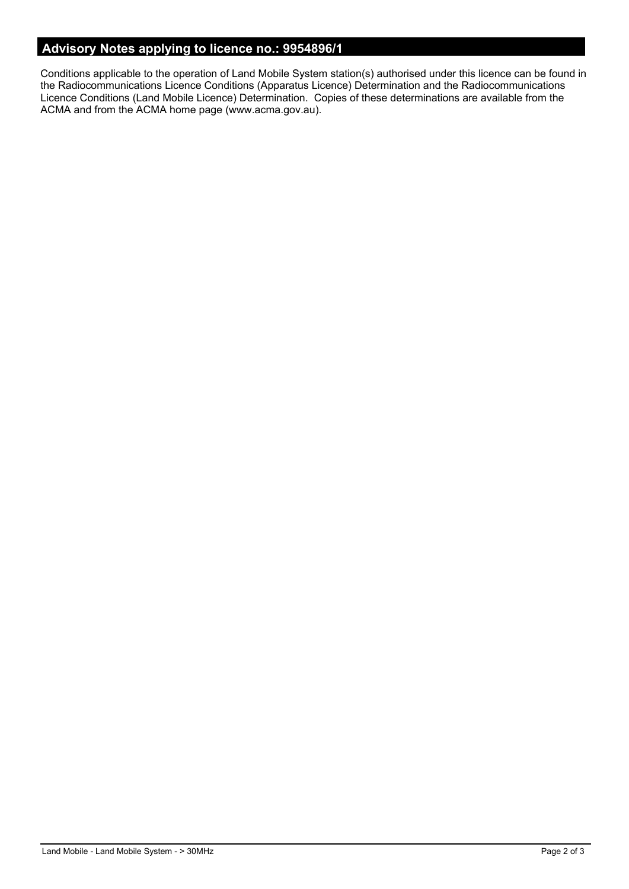## Advisory Notes applying to licence no.: 9954896/1

Conditions applicable to the operation of Land Mobile System station(s) authorised under this licence can be found in the Radiocommunications Licence Conditions (Apparatus Licence) Determination and the Radiocommunications Licence Conditions (Land Mobile Licence) Determination. Copies of these determinations are available from the ACMA and from the ACMA home page (www.acma.gov.au).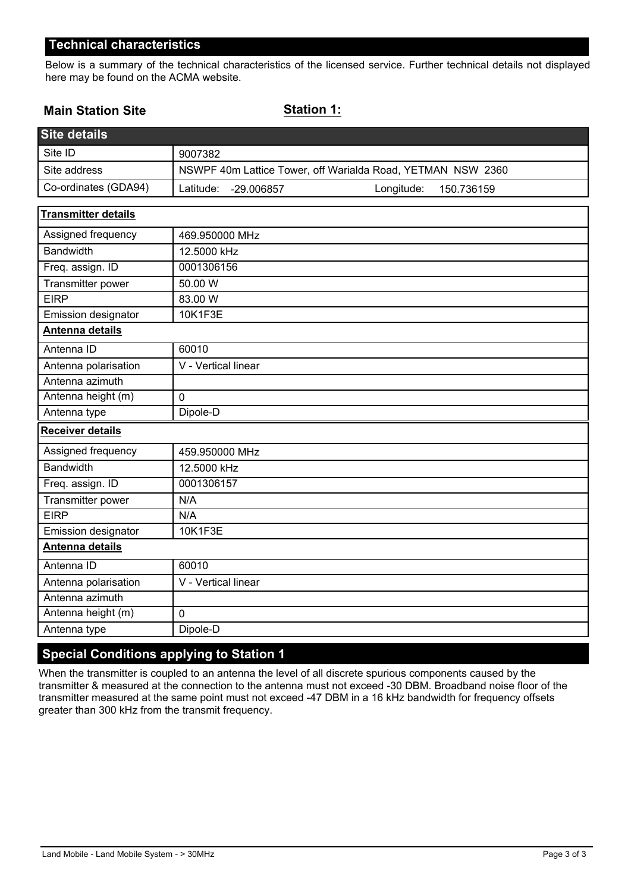## Technical characteristics

Below is a summary of the technical characteristics of the licensed service. Further technical details not displayed here may be found on the ACMA website.

**Main Station Site** **Station 1:**

| Site details | |
|---|---|
| Site ID | 9007382 |
| Site address | NSWPF 40m Lattice Tower, off Warialda Road, YETMAN NSW 2360 |
| Co-ordinates (GDA94) | Latitude: -29.006857 Longitude: 150.736159 |

| Transmitter details | |
|---|---|
| Assigned frequency | 469.950000 MHz |
| Bandwidth | 12.5000 kHz |
| Freq. assign. ID | 0001306156 |
| Transmitter power | 50.00 W |
| EIRP | 83.00 W |
| Emission designator | 10K1F3E |
| **Antenna details** | |
| Antenna ID | 60010 |
| Antenna polarisation | V - Vertical linear |
| Antenna azimuth | |
| Antenna height (m) | 0 |
| Antenna type | Dipole-D |

| Receiver details | |
|---|---|
| Assigned frequency | 459.950000 MHz |
| Bandwidth | 12.5000 kHz |
| Freq. assign. ID | 0001306157 |
| Transmitter power | N/A |
| EIRP | N/A |
| Emission designator | 10K1F3E |
| **Antenna details** | |
| Antenna ID | 60010 |
| Antenna polarisation | V - Vertical linear |
| Antenna azimuth | |
| Antenna height (m) | 0 |
| Antenna type | Dipole-D |

## Special Conditions applying to Station 1

When the transmitter is coupled to an antenna the level of all discrete spurious components caused by the transmitter & measured at the connection to the antenna must not exceed -30 DBM. Broadband noise floor of the transmitter measured at the same point must not exceed -47 DBM in a 16 kHz bandwidth for frequency offsets greater than 300 kHz from the transmit frequency.